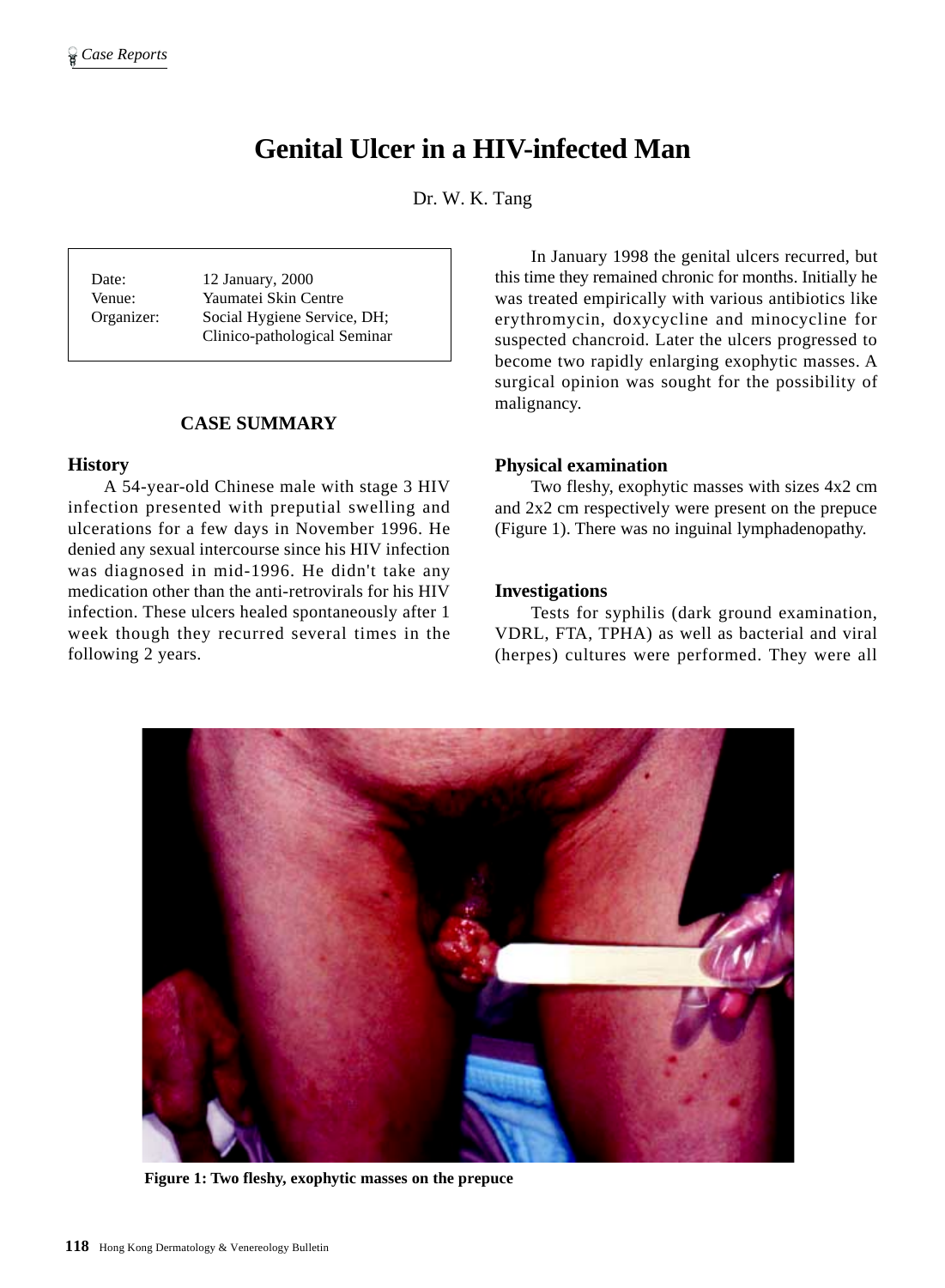# Genital Ulcer in a HIV-infected Man

Dr. W. K. Tang

| | |
|---|---|
| Date: | 12 January, 2000 |
| Venue: | Yaumatei Skin Centre |
| Organizer: | Social Hygiene Service, DH; Clinico-pathological Seminar |

## CASE SUMMARY

### History

A 54-year-old Chinese male with stage 3 HIV infection presented with preputial swelling and ulcerations for a few days in November 1996. He denied any sexual intercourse since his HIV infection was diagnosed in mid-1996. He didn't take any medication other than the anti-retrovirals for his HIV infection. These ulcers healed spontaneously after 1 week though they recurred several times in the following 2 years.

In January 1998 the genital ulcers recurred, but this time they remained chronic for months. Initially he was treated empirically with various antibiotics like erythromycin, doxycycline and minocycline for suspected chancroid. Later the ulcers progressed to become two rapidly enlarging exophytic masses. A surgical opinion was sought for the possibility of malignancy.

### Physical examination

Two fleshy, exophytic masses with sizes 4x2 cm and 2x2 cm respectively were present on the prepuce (Figure 1). There was no inguinal lymphadenopathy.

### Investigations

Tests for syphilis (dark ground examination, VDRL, FTA, TPHA) as well as bacterial and viral (herpes) cultures were performed. They were all

**Figure 1: Two fleshy, exophytic masses on the prepuce**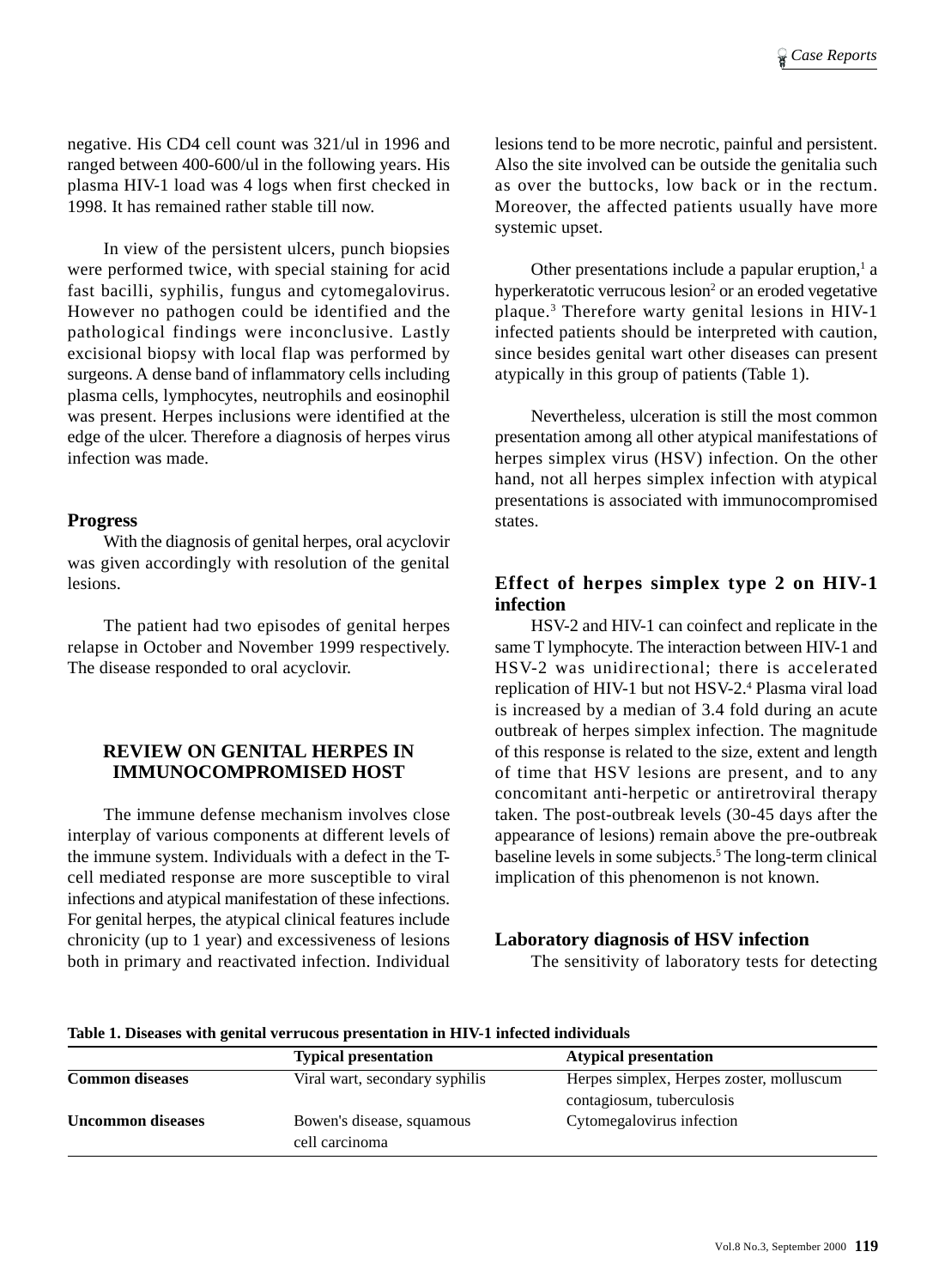negative. His CD4 cell count was 321/ul in 1996 and ranged between 400-600/ul in the following years. His plasma HIV-1 load was 4 logs when first checked in 1998. It has remained rather stable till now.

In view of the persistent ulcers, punch biopsies were performed twice, with special staining for acid fast bacilli, syphilis, fungus and cytomegalovirus. However no pathogen could be identified and the pathological findings were inconclusive. Lastly excisional biopsy with local flap was performed by surgeons. A dense band of inflammatory cells including plasma cells, lymphocytes, neutrophils and eosinophil was present. Herpes inclusions were identified at the edge of the ulcer. Therefore a diagnosis of herpes virus infection was made.

### Progress

With the diagnosis of genital herpes, oral acyclovir was given accordingly with resolution of the genital lesions.

The patient had two episodes of genital herpes relapse in October and November 1999 respectively. The disease responded to oral acyclovir.

## REVIEW ON GENITAL HERPES IN IMMUNOCOMPROMISED HOST

The immune defense mechanism involves close interplay of various components at different levels of the immune system. Individuals with a defect in the T-cell mediated response are more susceptible to viral infections and atypical manifestation of these infections. For genital herpes, the atypical clinical features include chronicity (up to 1 year) and excessiveness of lesions both in primary and reactivated infection. Individual lesions tend to be more necrotic, painful and persistent. Also the site involved can be outside the genitalia such as over the buttocks, low back or in the rectum. Moreover, the affected patients usually have more systemic upset.

Other presentations include a papular eruption,[1] a hyperkeratotic verrucous lesion[2] or an eroded vegetative plaque.[3] Therefore warty genital lesions in HIV-1 infected patients should be interpreted with caution, since besides genital wart other diseases can present atypically in this group of patients (Table 1).

Nevertheless, ulceration is still the most common presentation among all other atypical manifestations of herpes simplex virus (HSV) infection. On the other hand, not all herpes simplex infection with atypical presentations is associated with immunocompromised states.

### Effect of herpes simplex type 2 on HIV-1 infection

HSV-2 and HIV-1 can coinfect and replicate in the same T lymphocyte. The interaction between HIV-1 and HSV-2 was unidirectional; there is accelerated replication of HIV-1 but not HSV-2.[4] Plasma viral load is increased by a median of 3.4 fold during an acute outbreak of herpes simplex infection. The magnitude of this response is related to the size, extent and length of time that HSV lesions are present, and to any concomitant anti-herpetic or antiretroviral therapy taken. The post-outbreak levels (30-45 days after the appearance of lesions) remain above the pre-outbreak baseline levels in some subjects.[5] The long-term clinical implication of this phenomenon is not known.

### Laboratory diagnosis of HSV infection

The sensitivity of laboratory tests for detecting

**Table 1. Diseases with genital verrucous presentation in HIV-1 infected individuals**

| | Typical presentation | Atypical presentation |
|---|---|---|
| **Common diseases** | Viral wart, secondary syphilis | Herpes simplex, Herpes zoster, molluscum contagiosum, tuberculosis |
| **Uncommon diseases** | Bowen's disease, squamous cell carcinoma | Cytomegalovirus infection |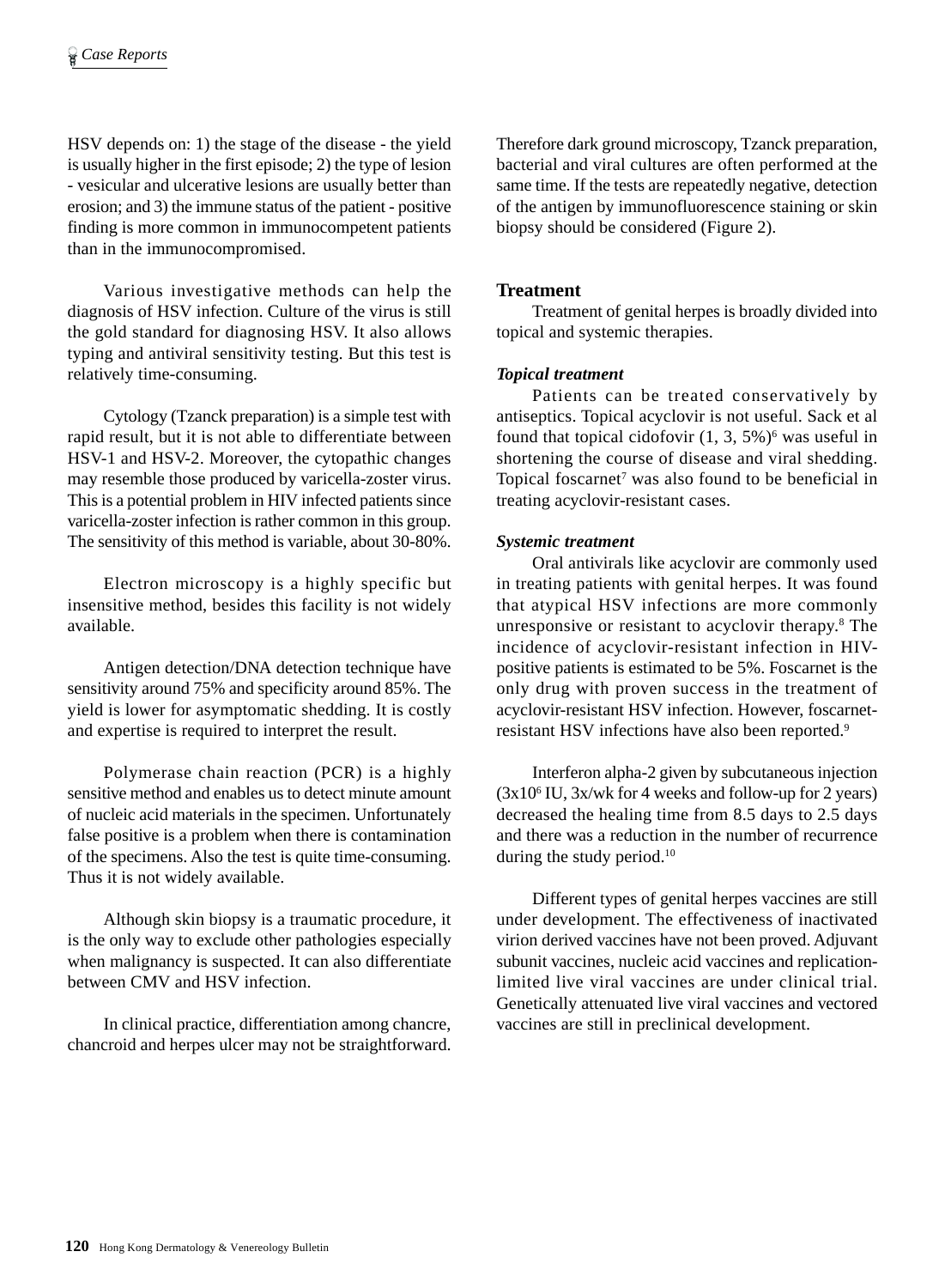HSV depends on: 1) the stage of the disease - the yield is usually higher in the first episode; 2) the type of lesion - vesicular and ulcerative lesions are usually better than erosion; and 3) the immune status of the patient - positive finding is more common in immunocompetent patients than in the immunocompromised.

Various investigative methods can help the diagnosis of HSV infection. Culture of the virus is still the gold standard for diagnosing HSV. It also allows typing and antiviral sensitivity testing. But this test is relatively time-consuming.

Cytology (Tzanck preparation) is a simple test with rapid result, but it is not able to differentiate between HSV-1 and HSV-2. Moreover, the cytopathic changes may resemble those produced by varicella-zoster virus. This is a potential problem in HIV infected patients since varicella-zoster infection is rather common in this group. The sensitivity of this method is variable, about 30-80%.

Electron microscopy is a highly specific but insensitive method, besides this facility is not widely available.

Antigen detection/DNA detection technique have sensitivity around 75% and specificity around 85%. The yield is lower for asymptomatic shedding. It is costly and expertise is required to interpret the result.

Polymerase chain reaction (PCR) is a highly sensitive method and enables us to detect minute amount of nucleic acid materials in the specimen. Unfortunately false positive is a problem when there is contamination of the specimens. Also the test is quite time-consuming. Thus it is not widely available.

Although skin biopsy is a traumatic procedure, it is the only way to exclude other pathologies especially when malignancy is suspected. It can also differentiate between CMV and HSV infection.

In clinical practice, differentiation among chancre, chancroid and herpes ulcer may not be straightforward. Therefore dark ground microscopy, Tzanck preparation, bacterial and viral cultures are often performed at the same time. If the tests are repeatedly negative, detection of the antigen by immunofluorescence staining or skin biopsy should be considered (Figure 2).

## Treatment

Treatment of genital herpes is broadly divided into topical and systemic therapies.

### *Topical treatment*

Patients can be treated conservatively by antiseptics. Topical acyclovir is not useful. Sack et al found that topical cidofovir (1, 3, 5%)[6] was useful in shortening the course of disease and viral shedding. Topical foscarnet[7] was also found to be beneficial in treating acyclovir-resistant cases.

### *Systemic treatment*

Oral antivirals like acyclovir are commonly used in treating patients with genital herpes. It was found that atypical HSV infections are more commonly unresponsive or resistant to acyclovir therapy.[8] The incidence of acyclovir-resistant infection in HIV-positive patients is estimated to be 5%. Foscarnet is the only drug with proven success in the treatment of acyclovir-resistant HSV infection. However, foscarnet-resistant HSV infections have also been reported.[9]

Interferon alpha-2 given by subcutaneous injection ($3 \times 10^6$ IU, 3x/wk for 4 weeks and follow-up for 2 years) decreased the healing time from 8.5 days to 2.5 days and there was a reduction in the number of recurrence during the study period.[10]

Different types of genital herpes vaccines are still under development. The effectiveness of inactivated virion derived vaccines have not been proved. Adjuvant subunit vaccines, nucleic acid vaccines and replication-limited live viral vaccines are under clinical trial. Genetically attenuated live viral vaccines and vectored vaccines are still in preclinical development.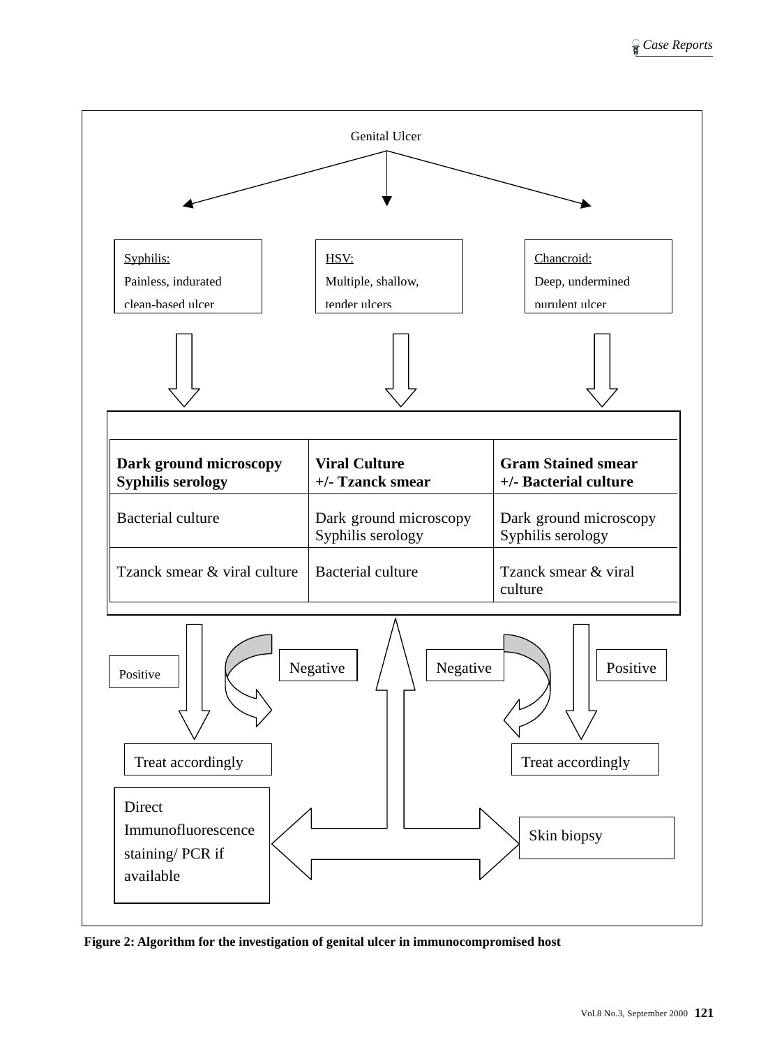Genital Ulcer

| Syphilis: | HSV: | Chancroid: |
|---|---|---|
| Painless, indurated clean-based ulcer | Multiple, shallow, tender ulcers | Deep, undermined purulent ulcer |

| **Dark ground microscopy Syphilis serology** | **Viral Culture +/- Tzanck smear** | **Gram Stained smear +/- Bacterial culture** |
|---|---|---|
| Bacterial culture | Dark ground microscopy Syphilis serology | Dark ground microscopy Syphilis serology |
| Tzanck smear & viral culture | Bacterial culture | Tzanck smear & viral culture |

Positive → Treat accordingly

Negative → Direct Immunofluorescence staining/ PCR if available

Negative → Skin biopsy

Positive → Treat accordingly

**Figure 2: Algorithm for the investigation of genital ulcer in immunocompromised host**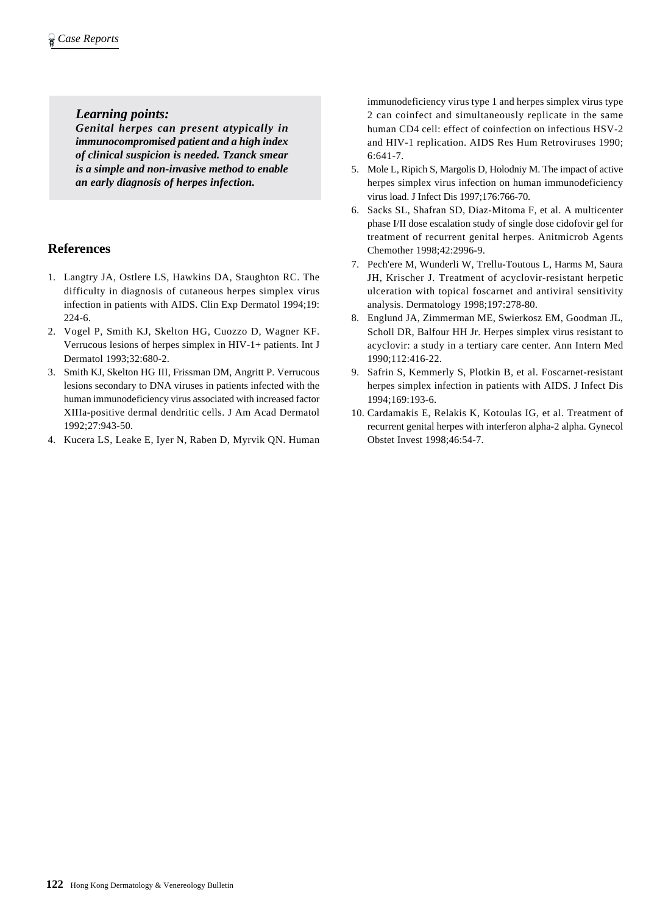***Learning points:***
***Genital herpes can present atypically in immunocompromised patient and a high index of clinical suspicion is needed. Tzanck smear is a simple and non-invasive method to enable an early diagnosis of herpes infection.***

## References

1. Langtry JA, Ostlere LS, Hawkins DA, Staughton RC. The difficulty in diagnosis of cutaneous herpes simplex virus infection in patients with AIDS. Clin Exp Dermatol 1994;19: 224-6.
2. Vogel P, Smith KJ, Skelton HG, Cuozzo D, Wagner KF. Verrucous lesions of herpes simplex in HIV-1+ patients. Int J Dermatol 1993;32:680-2.
3. Smith KJ, Skelton HG III, Frissman DM, Angritt P. Verrucous lesions secondary to DNA viruses in patients infected with the human immunodeficiency virus associated with increased factor XIIIa-positive dermal dendritic cells. J Am Acad Dermatol 1992;27:943-50.
4. Kucera LS, Leake E, Iyer N, Raben D, Myrvik QN. Human immunodeficiency virus type 1 and herpes simplex virus type 2 can coinfect and simultaneously replicate in the same human CD4 cell: effect of coinfection on infectious HSV-2 and HIV-1 replication. AIDS Res Hum Retroviruses 1990; 6:641-7.
5. Mole L, Ripich S, Margolis D, Holodniy M. The impact of active herpes simplex virus infection on human immunodeficiency virus load. J Infect Dis 1997;176:766-70.
6. Sacks SL, Shafran SD, Diaz-Mitoma F, et al. A multicenter phase I/II dose escalation study of single dose cidofovir gel for treatment of recurrent genital herpes. Anitmicrob Agents Chemother 1998;42:2996-9.
7. Pech'ere M, Wunderli W, Trellu-Toutous L, Harms M, Saura JH, Krischer J. Treatment of acyclovir-resistant herpetic ulceration with topical foscarnet and antiviral sensitivity analysis. Dermatology 1998;197:278-80.
8. Englund JA, Zimmerman ME, Swierkosz EM, Goodman JL, Scholl DR, Balfour HH Jr. Herpes simplex virus resistant to acyclovir: a study in a tertiary care center. Ann Intern Med 1990;112:416-22.
9. Safrin S, Kemmerly S, Plotkin B, et al. Foscarnet-resistant herpes simplex infection in patients with AIDS. J Infect Dis 1994;169:193-6.
10. Cardamakis E, Relakis K, Kotoulas IG, et al. Treatment of recurrent genital herpes with interferon alpha-2 alpha. Gynecol Obstet Invest 1998;46:54-7.